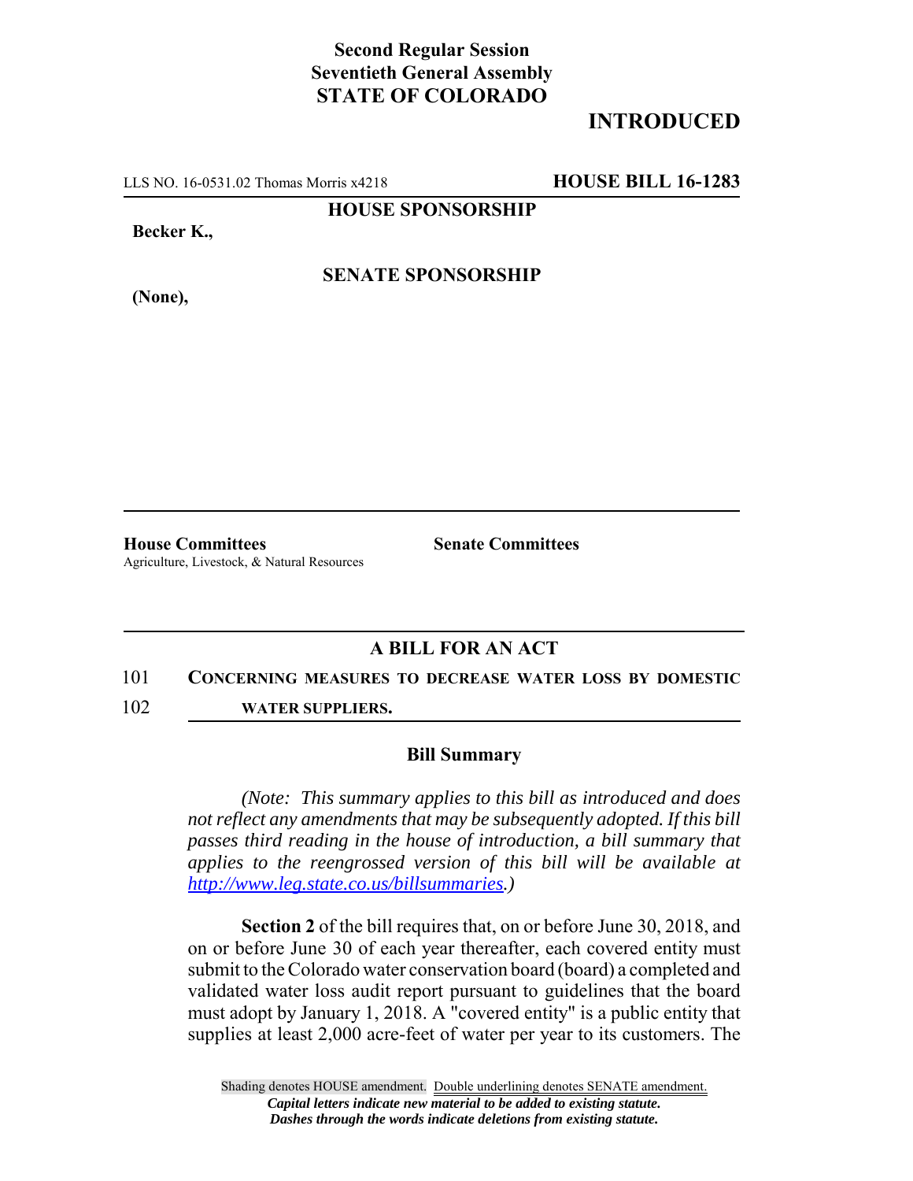**Second Regular Session**
**Seventieth General Assembly**
**STATE OF COLORADO**

**INTRODUCED**

LLS NO. 16-0531.02 Thomas Morris x4218 **HOUSE BILL 16-1283**

**HOUSE SPONSORSHIP**

**Becker K.,**

**SENATE SPONSORSHIP**

**(None),**

**House Committees**
Agriculture, Livestock, & Natural Resources

**Senate Committees**

## A BILL FOR AN ACT

101 **CONCERNING MEASURES TO DECREASE WATER LOSS BY DOMESTIC**
102 **WATER SUPPLIERS.**

### Bill Summary

*(Note: This summary applies to this bill as introduced and does not reflect any amendments that may be subsequently adopted. If this bill passes third reading in the house of introduction, a bill summary that applies to the reengrossed version of this bill will be available at http://www.leg.state.co.us/billsummaries.)*

**Section 2** of the bill requires that, on or before June 30, 2018, and on or before June 30 of each year thereafter, each covered entity must submit to the Colorado water conservation board (board) a completed and validated water loss audit report pursuant to guidelines that the board must adopt by January 1, 2018. A "covered entity" is a public entity that supplies at least 2,000 acre-feet of water per year to its customers. The

Shading denotes HOUSE amendment. Double underlining denotes SENATE amendment.
*Capital letters indicate new material to be added to existing statute.*
*Dashes through the words indicate deletions from existing statute.*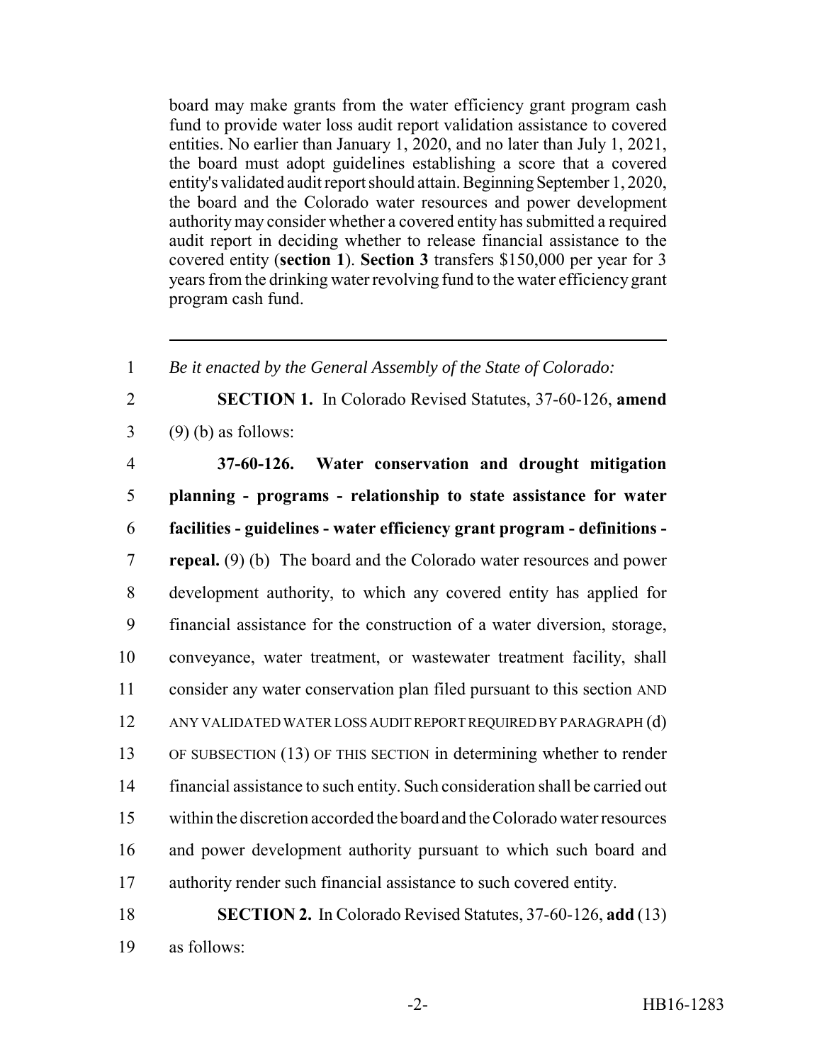board may make grants from the water efficiency grant program cash fund to provide water loss audit report validation assistance to covered entities. No earlier than January 1, 2020, and no later than July 1, 2021, the board must adopt guidelines establishing a score that a covered entity's validated audit report should attain. Beginning September 1, 2020, the board and the Colorado water resources and power development authority may consider whether a covered entity has submitted a required audit report in deciding whether to release financial assistance to the covered entity (**section 1**). **Section 3** transfers $150,000 per year for 3 years from the drinking water revolving fund to the water efficiency grant program cash fund.

---

1 *Be it enacted by the General Assembly of the State of Colorado:*

2 **SECTION 1.** In Colorado Revised Statutes, 37-60-126, **amend**
3 (9) (b) as follows:

4 **37-60-126. Water conservation and drought mitigation**
5 **planning - programs - relationship to state assistance for water**
6 **facilities - guidelines - water efficiency grant program - definitions -**
7 **repeal.** (9) (b) The board and the Colorado water resources and power
8 development authority, to which any covered entity has applied for
9 financial assistance for the construction of a water diversion, storage,
10 conveyance, water treatment, or wastewater treatment facility, shall
11 consider any water conservation plan filed pursuant to this section AND
12 ANY VALIDATED WATER LOSS AUDIT REPORT REQUIRED BY PARAGRAPH (d)
13 OF SUBSECTION (13) OF THIS SECTION in determining whether to render
14 financial assistance to such entity. Such consideration shall be carried out
15 within the discretion accorded the board and the Colorado water resources
16 and power development authority pursuant to which such board and
17 authority render such financial assistance to such covered entity.

18 **SECTION 2.** In Colorado Revised Statutes, 37-60-126, **add** (13)
19 as follows: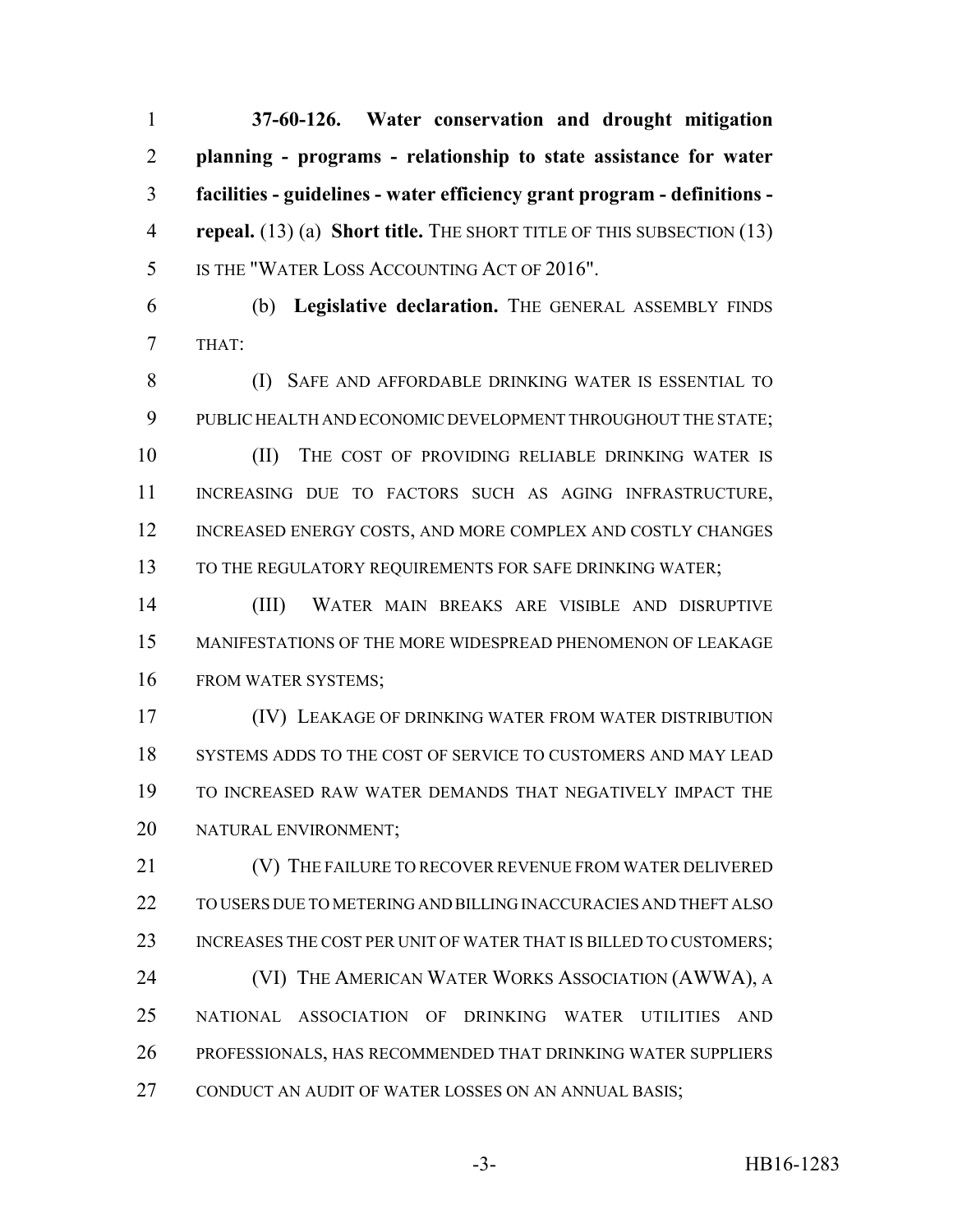**37-60-126. Water conservation and drought mitigation planning - programs - relationship to state assistance for water facilities - guidelines - water efficiency grant program - definitions - repeal.** (13) (a) **Short title.** THE SHORT TITLE OF THIS SUBSECTION (13) IS THE "WATER LOSS ACCOUNTING ACT OF 2016".

(b) **Legislative declaration.** THE GENERAL ASSEMBLY FINDS THAT:

(I) SAFE AND AFFORDABLE DRINKING WATER IS ESSENTIAL TO PUBLIC HEALTH AND ECONOMIC DEVELOPMENT THROUGHOUT THE STATE;

(II) THE COST OF PROVIDING RELIABLE DRINKING WATER IS INCREASING DUE TO FACTORS SUCH AS AGING INFRASTRUCTURE, INCREASED ENERGY COSTS, AND MORE COMPLEX AND COSTLY CHANGES TO THE REGULATORY REQUIREMENTS FOR SAFE DRINKING WATER;

(III) WATER MAIN BREAKS ARE VISIBLE AND DISRUPTIVE MANIFESTATIONS OF THE MORE WIDESPREAD PHENOMENON OF LEAKAGE FROM WATER SYSTEMS;

(IV) LEAKAGE OF DRINKING WATER FROM WATER DISTRIBUTION SYSTEMS ADDS TO THE COST OF SERVICE TO CUSTOMERS AND MAY LEAD TO INCREASED RAW WATER DEMANDS THAT NEGATIVELY IMPACT THE NATURAL ENVIRONMENT;

(V) THE FAILURE TO RECOVER REVENUE FROM WATER DELIVERED TO USERS DUE TO METERING AND BILLING INACCURACIES AND THEFT ALSO INCREASES THE COST PER UNIT OF WATER THAT IS BILLED TO CUSTOMERS;

(VI) THE AMERICAN WATER WORKS ASSOCIATION (AWWA), A NATIONAL ASSOCIATION OF DRINKING WATER UTILITIES AND PROFESSIONALS, HAS RECOMMENDED THAT DRINKING WATER SUPPLIERS CONDUCT AN AUDIT OF WATER LOSSES ON AN ANNUAL BASIS;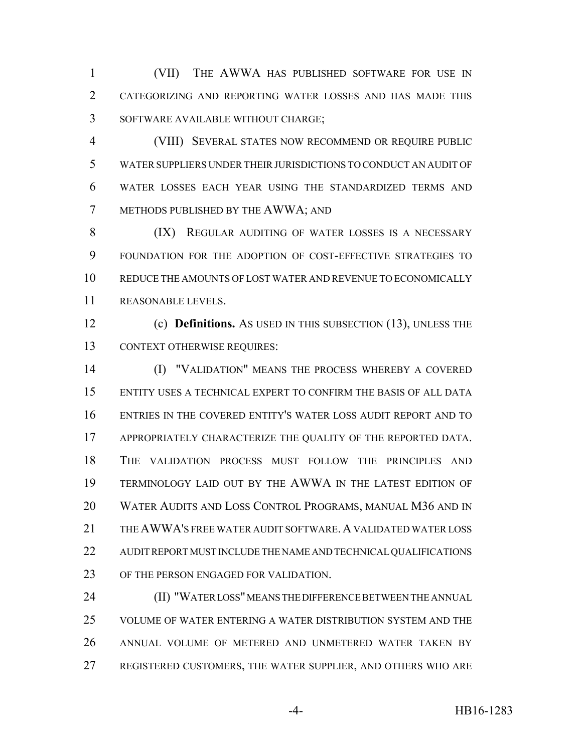(VII) THE AWWA HAS PUBLISHED SOFTWARE FOR USE IN CATEGORIZING AND REPORTING WATER LOSSES AND HAS MADE THIS SOFTWARE AVAILABLE WITHOUT CHARGE;

(VIII) SEVERAL STATES NOW RECOMMEND OR REQUIRE PUBLIC WATER SUPPLIERS UNDER THEIR JURISDICTIONS TO CONDUCT AN AUDIT OF WATER LOSSES EACH YEAR USING THE STANDARDIZED TERMS AND METHODS PUBLISHED BY THE AWWA; AND

(IX) REGULAR AUDITING OF WATER LOSSES IS A NECESSARY FOUNDATION FOR THE ADOPTION OF COST-EFFECTIVE STRATEGIES TO REDUCE THE AMOUNTS OF LOST WATER AND REVENUE TO ECONOMICALLY REASONABLE LEVELS.

(c) **Definitions.** AS USED IN THIS SUBSECTION (13), UNLESS THE CONTEXT OTHERWISE REQUIRES:

(I) "VALIDATION" MEANS THE PROCESS WHEREBY A COVERED ENTITY USES A TECHNICAL EXPERT TO CONFIRM THE BASIS OF ALL DATA ENTRIES IN THE COVERED ENTITY'S WATER LOSS AUDIT REPORT AND TO APPROPRIATELY CHARACTERIZE THE QUALITY OF THE REPORTED DATA. THE VALIDATION PROCESS MUST FOLLOW THE PRINCIPLES AND TERMINOLOGY LAID OUT BY THE AWWA IN THE LATEST EDITION OF WATER AUDITS AND LOSS CONTROL PROGRAMS, MANUAL M36 AND IN THE AWWA'S FREE WATER AUDIT SOFTWARE. A VALIDATED WATER LOSS AUDIT REPORT MUST INCLUDE THE NAME AND TECHNICAL QUALIFICATIONS OF THE PERSON ENGAGED FOR VALIDATION.

(II) "WATER LOSS" MEANS THE DIFFERENCE BETWEEN THE ANNUAL VOLUME OF WATER ENTERING A WATER DISTRIBUTION SYSTEM AND THE ANNUAL VOLUME OF METERED AND UNMETERED WATER TAKEN BY REGISTERED CUSTOMERS, THE WATER SUPPLIER, AND OTHERS WHO ARE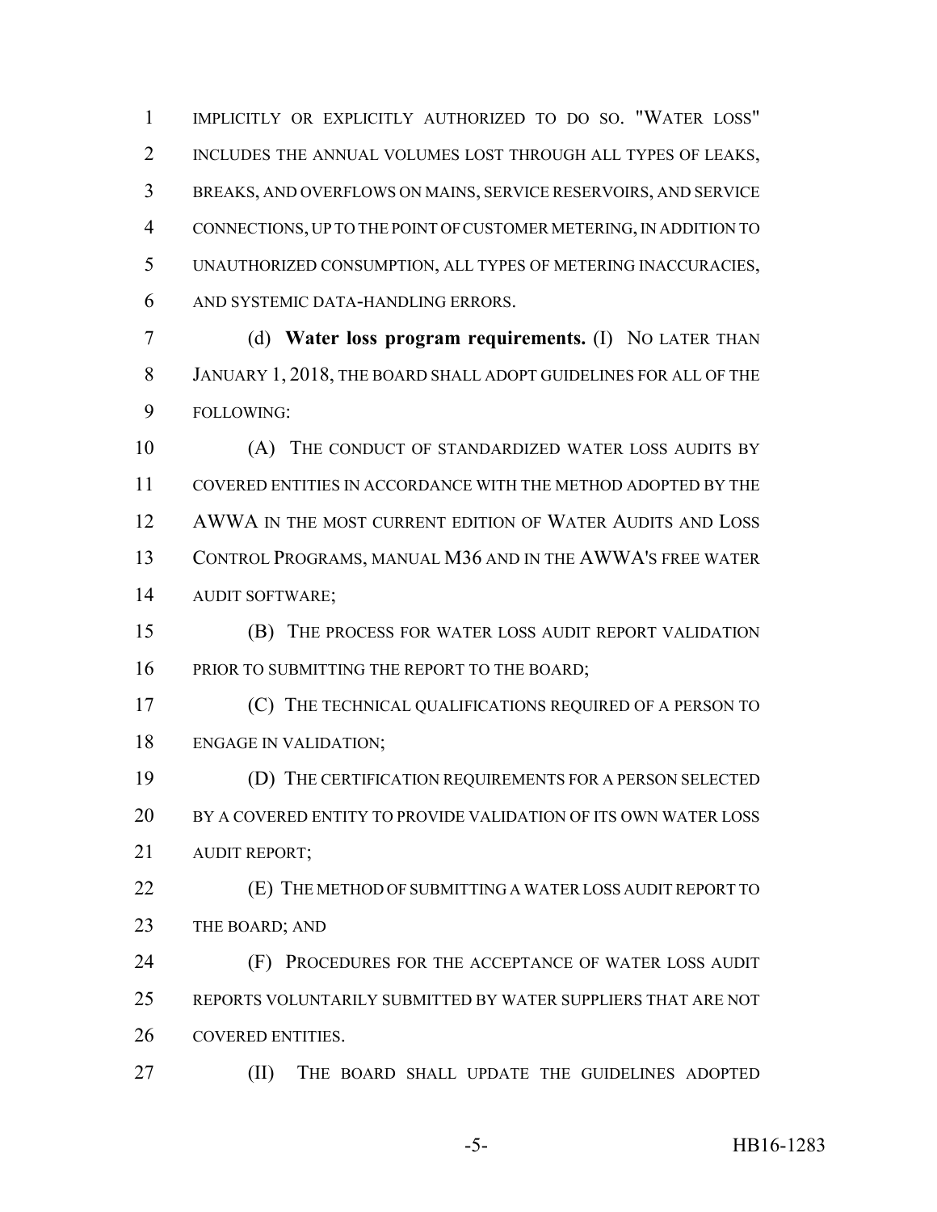IMPLICITLY OR EXPLICITLY AUTHORIZED TO DO SO. "WATER LOSS" INCLUDES THE ANNUAL VOLUMES LOST THROUGH ALL TYPES OF LEAKS, BREAKS, AND OVERFLOWS ON MAINS, SERVICE RESERVOIRS, AND SERVICE CONNECTIONS, UP TO THE POINT OF CUSTOMER METERING, IN ADDITION TO UNAUTHORIZED CONSUMPTION, ALL TYPES OF METERING INACCURACIES, AND SYSTEMIC DATA-HANDLING ERRORS.

(d) **Water loss program requirements.** (I) NO LATER THAN JANUARY 1, 2018, THE BOARD SHALL ADOPT GUIDELINES FOR ALL OF THE FOLLOWING:

(A) THE CONDUCT OF STANDARDIZED WATER LOSS AUDITS BY COVERED ENTITIES IN ACCORDANCE WITH THE METHOD ADOPTED BY THE AWWA IN THE MOST CURRENT EDITION OF WATER AUDITS AND LOSS CONTROL PROGRAMS, MANUAL M36 AND IN THE AWWA'S FREE WATER AUDIT SOFTWARE;

(B) THE PROCESS FOR WATER LOSS AUDIT REPORT VALIDATION PRIOR TO SUBMITTING THE REPORT TO THE BOARD;

(C) THE TECHNICAL QUALIFICATIONS REQUIRED OF A PERSON TO ENGAGE IN VALIDATION;

(D) THE CERTIFICATION REQUIREMENTS FOR A PERSON SELECTED BY A COVERED ENTITY TO PROVIDE VALIDATION OF ITS OWN WATER LOSS AUDIT REPORT;

(E) THE METHOD OF SUBMITTING A WATER LOSS AUDIT REPORT TO THE BOARD; AND

(F) PROCEDURES FOR THE ACCEPTANCE OF WATER LOSS AUDIT REPORTS VOLUNTARILY SUBMITTED BY WATER SUPPLIERS THAT ARE NOT COVERED ENTITIES.

(II) THE BOARD SHALL UPDATE THE GUIDELINES ADOPTED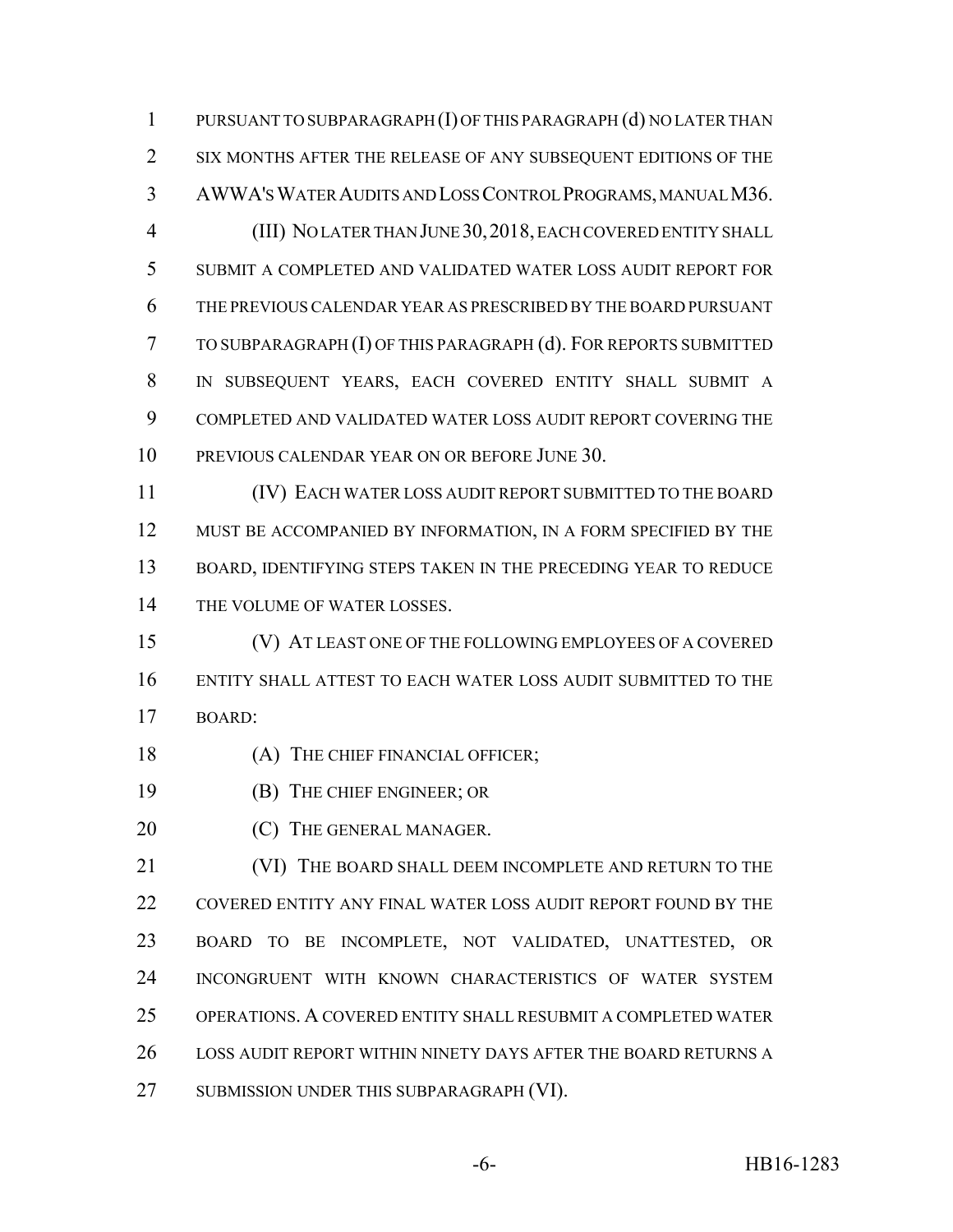PURSUANT TO SUBPARAGRAPH (I) OF THIS PARAGRAPH (d) NO LATER THAN SIX MONTHS AFTER THE RELEASE OF ANY SUBSEQUENT EDITIONS OF THE AWWA'S WATER AUDITS AND LOSS CONTROL PROGRAMS, MANUAL M36.

(III) NO LATER THAN JUNE 30, 2018, EACH COVERED ENTITY SHALL SUBMIT A COMPLETED AND VALIDATED WATER LOSS AUDIT REPORT FOR THE PREVIOUS CALENDAR YEAR AS PRESCRIBED BY THE BOARD PURSUANT TO SUBPARAGRAPH (I) OF THIS PARAGRAPH (d). FOR REPORTS SUBMITTED IN SUBSEQUENT YEARS, EACH COVERED ENTITY SHALL SUBMIT A COMPLETED AND VALIDATED WATER LOSS AUDIT REPORT COVERING THE PREVIOUS CALENDAR YEAR ON OR BEFORE JUNE 30.

(IV) EACH WATER LOSS AUDIT REPORT SUBMITTED TO THE BOARD MUST BE ACCOMPANIED BY INFORMATION, IN A FORM SPECIFIED BY THE BOARD, IDENTIFYING STEPS TAKEN IN THE PRECEDING YEAR TO REDUCE THE VOLUME OF WATER LOSSES.

(V) AT LEAST ONE OF THE FOLLOWING EMPLOYEES OF A COVERED ENTITY SHALL ATTEST TO EACH WATER LOSS AUDIT SUBMITTED TO THE BOARD:

(A) THE CHIEF FINANCIAL OFFICER;

(B) THE CHIEF ENGINEER; OR

(C) THE GENERAL MANAGER.

(VI) THE BOARD SHALL DEEM INCOMPLETE AND RETURN TO THE COVERED ENTITY ANY FINAL WATER LOSS AUDIT REPORT FOUND BY THE BOARD TO BE INCOMPLETE, NOT VALIDATED, UNATTESTED, OR INCONGRUENT WITH KNOWN CHARACTERISTICS OF WATER SYSTEM OPERATIONS. A COVERED ENTITY SHALL RESUBMIT A COMPLETED WATER LOSS AUDIT REPORT WITHIN NINETY DAYS AFTER THE BOARD RETURNS A SUBMISSION UNDER THIS SUBPARAGRAPH (VI).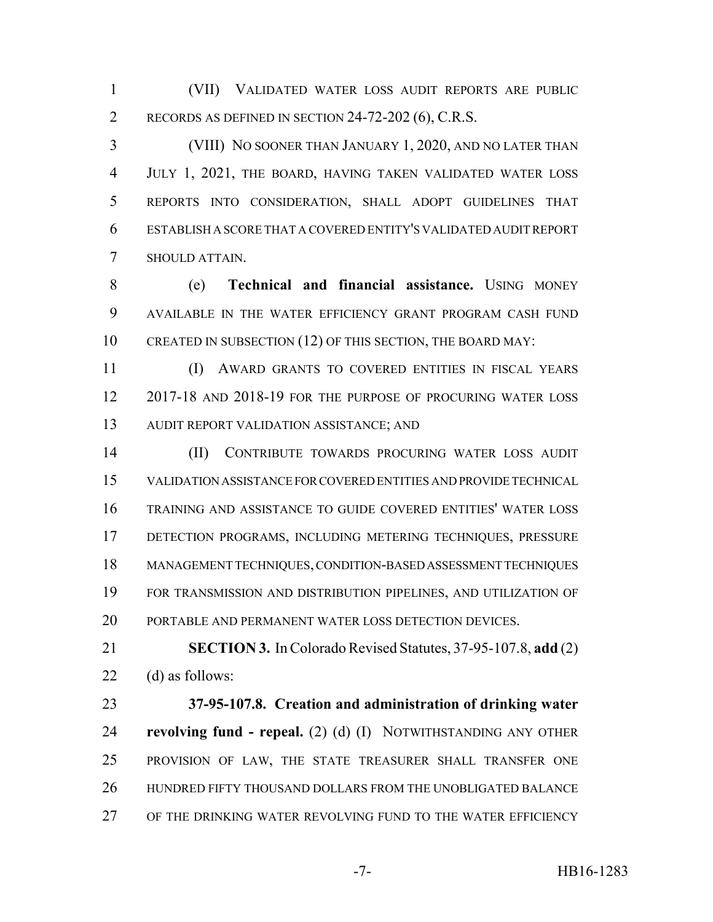(VII) VALIDATED WATER LOSS AUDIT REPORTS ARE PUBLIC RECORDS AS DEFINED IN SECTION 24-72-202 (6), C.R.S.

(VIII) NO SOONER THAN JANUARY 1, 2020, AND NO LATER THAN JULY 1, 2021, THE BOARD, HAVING TAKEN VALIDATED WATER LOSS REPORTS INTO CONSIDERATION, SHALL ADOPT GUIDELINES THAT ESTABLISH A SCORE THAT A COVERED ENTITY'S VALIDATED AUDIT REPORT SHOULD ATTAIN.

(e) **Technical and financial assistance.** USING MONEY AVAILABLE IN THE WATER EFFICIENCY GRANT PROGRAM CASH FUND CREATED IN SUBSECTION (12) OF THIS SECTION, THE BOARD MAY:

(I) AWARD GRANTS TO COVERED ENTITIES IN FISCAL YEARS 2017-18 AND 2018-19 FOR THE PURPOSE OF PROCURING WATER LOSS AUDIT REPORT VALIDATION ASSISTANCE; AND

(II) CONTRIBUTE TOWARDS PROCURING WATER LOSS AUDIT VALIDATION ASSISTANCE FOR COVERED ENTITIES AND PROVIDE TECHNICAL TRAINING AND ASSISTANCE TO GUIDE COVERED ENTITIES' WATER LOSS DETECTION PROGRAMS, INCLUDING METERING TECHNIQUES, PRESSURE MANAGEMENT TECHNIQUES, CONDITION-BASED ASSESSMENT TECHNIQUES FOR TRANSMISSION AND DISTRIBUTION PIPELINES, AND UTILIZATION OF PORTABLE AND PERMANENT WATER LOSS DETECTION DEVICES.

**SECTION 3.** In Colorado Revised Statutes, 37-95-107.8, **add** (2) (d) as follows:

**37-95-107.8. Creation and administration of drinking water revolving fund - repeal.** (2) (d) (I) NOTWITHSTANDING ANY OTHER PROVISION OF LAW, THE STATE TREASURER SHALL TRANSFER ONE HUNDRED FIFTY THOUSAND DOLLARS FROM THE UNOBLIGATED BALANCE OF THE DRINKING WATER REVOLVING FUND TO THE WATER EFFICIENCY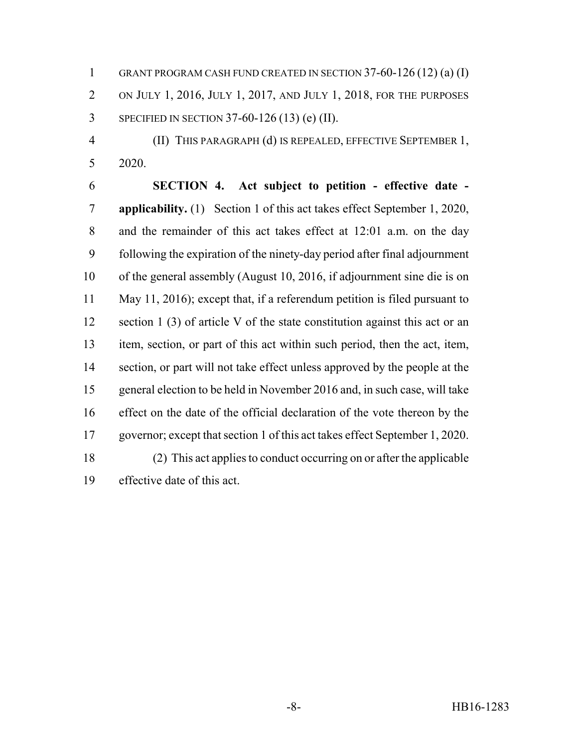GRANT PROGRAM CASH FUND CREATED IN SECTION 37-60-126 (12) (a) (I) ON JULY 1, 2016, JULY 1, 2017, AND JULY 1, 2018, FOR THE PURPOSES SPECIFIED IN SECTION 37-60-126 (13) (e) (II).

(II) THIS PARAGRAPH (d) IS REPEALED, EFFECTIVE SEPTEMBER 1, 2020.

**SECTION 4. Act subject to petition - effective date - applicability.** (1) Section 1 of this act takes effect September 1, 2020, and the remainder of this act takes effect at 12:01 a.m. on the day following the expiration of the ninety-day period after final adjournment of the general assembly (August 10, 2016, if adjournment sine die is on May 11, 2016); except that, if a referendum petition is filed pursuant to section 1 (3) of article V of the state constitution against this act or an item, section, or part of this act within such period, then the act, item, section, or part will not take effect unless approved by the people at the general election to be held in November 2016 and, in such case, will take effect on the date of the official declaration of the vote thereon by the governor; except that section 1 of this act takes effect September 1, 2020.

(2) This act applies to conduct occurring on or after the applicable effective date of this act.